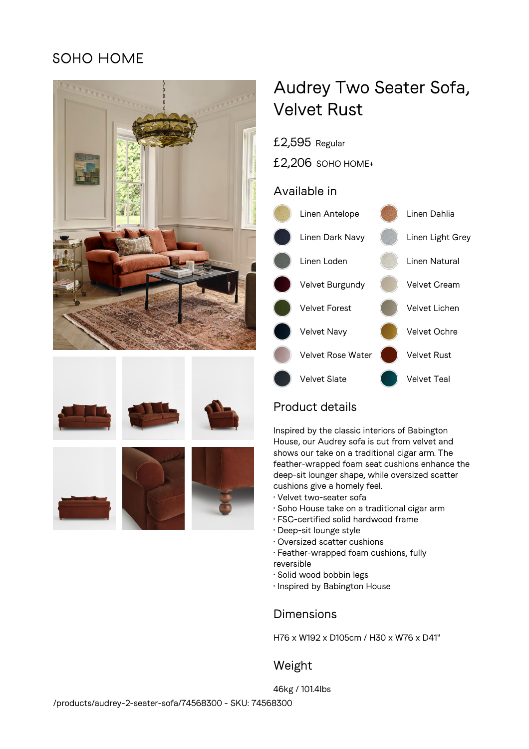SOHO HOME

# Audrey Two Seater Sofa, Velvet Rust

£2,595 Regular

£2,206 SOHO HOME+

## Available in

- Linen Antelope
- Linen Dahlia
- Linen Dark Navy
- Linen Light Grey
- Linen Loden
- Linen Natural
- Velvet Burgundy
- Velvet Cream
- Velvet Forest
- Velvet Lichen
- Velvet Navy
- Velvet Ochre
- Velvet Rose Water
- Velvet Rust
- Velvet Slate
- Velvet Teal

## Product details

Inspired by the classic interiors of Babington House, our Audrey sofa is cut from velvet and shows our take on a traditional cigar arm. The feather-wrapped foam seat cushions enhance the deep-sit lounger shape, while oversized scatter cushions give a homely feel.

· Velvet two-seater sofa
· Soho House take on a traditional cigar arm
· FSC-certified solid hardwood frame
· Deep-sit lounge style
· Oversized scatter cushions
· Feather-wrapped foam cushions, fully reversible
· Solid wood bobbin legs
· Inspired by Babington House

## Dimensions

H76 x W192 x D105cm / H30 x W76 x D41"

## Weight

46kg / 101.4lbs

/products/audrey-2-seater-sofa/74568300 - SKU: 74568300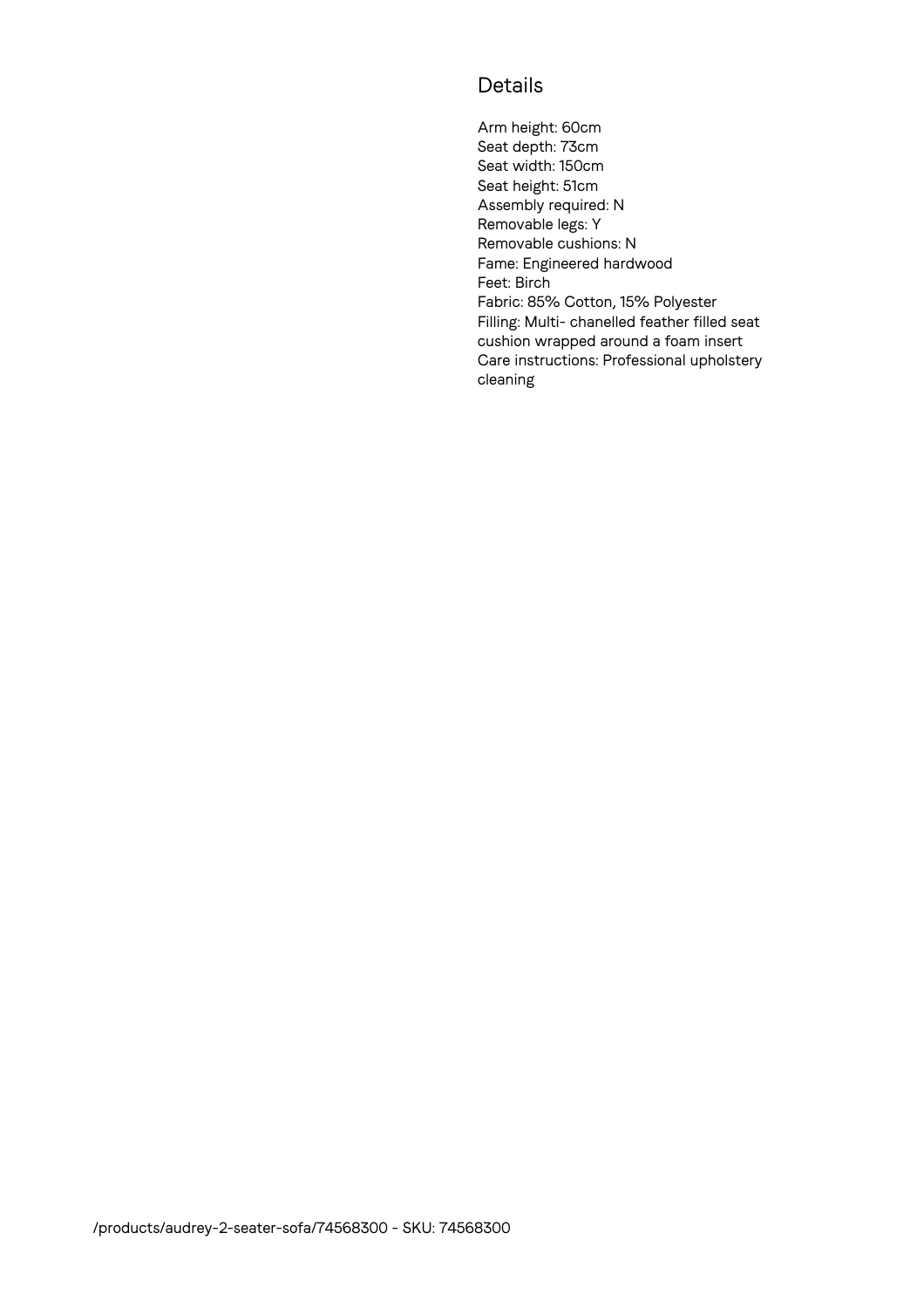## Details

Arm height: 60cm
Seat depth: 73cm
Seat width: 150cm
Seat height: 51cm
Assembly required: N
Removable legs: Y
Removable cushions: N
Fame: Engineered hardwood
Feet: Birch
Fabric: 85% Cotton, 15% Polyester
Filling: Multi- chanelled feather filled seat cushion wrapped around a foam insert
Care instructions: Professional upholstery cleaning

/products/audrey-2-seater-sofa/74568300 - SKU: 74568300